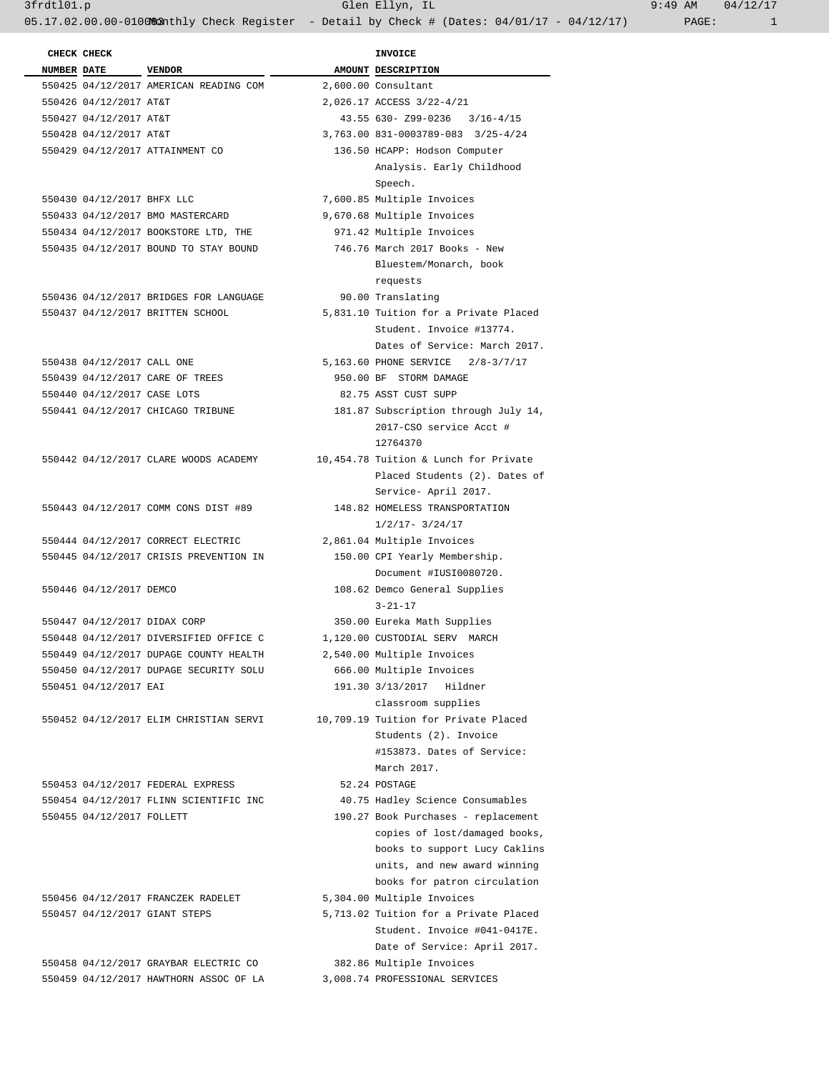# Monthly Check Register - Detail by Check # (Dates: 04/01/17 - 04/12/17)

Glen Ellyn, IL

| CHECK NUMBER | CHECK DATE | VENDOR | AMOUNT | INVOICE DESCRIPTION |
|---|---|---|---|---|
| 550425 | 04/12/2017 | AMERICAN READING COM | 2,600.00 | Consultant |
| 550426 | 04/12/2017 | AT&T | 2,026.17 | ACCESS 3/22-4/21 |
| 550427 | 04/12/2017 | AT&T | 43.55 | 630- Z99-0236 3/16-4/15 |
| 550428 | 04/12/2017 | AT&T | 3,763.00 | 831-0003789-083 3/25-4/24 |
| 550429 | 04/12/2017 | ATTAINMENT CO | 136.50 | HCAPP: Hodson Computer Analysis. Early Childhood Speech. |
| 550430 | 04/12/2017 | BHFX LLC | 7,600.85 | Multiple Invoices |
| 550433 | 04/12/2017 | BMO MASTERCARD | 9,670.68 | Multiple Invoices |
| 550434 | 04/12/2017 | BOOKSTORE LTD, THE | 971.42 | Multiple Invoices |
| 550435 | 04/12/2017 | BOUND TO STAY BOUND | 746.76 | March 2017 Books - New Bluestem/Monarch, book requests |
| 550436 | 04/12/2017 | BRIDGES FOR LANGUAGE | 90.00 | Translating |
| 550437 | 04/12/2017 | BRITTEN SCHOOL | 5,831.10 | Tuition for a Private Placed Student. Invoice #13774. Dates of Service: March 2017. |
| 550438 | 04/12/2017 | CALL ONE | 5,163.60 | PHONE SERVICE 2/8-3/7/17 |
| 550439 | 04/12/2017 | CARE OF TREES | 950.00 | BF STORM DAMAGE |
| 550440 | 04/12/2017 | CASE LOTS | 82.75 | ASST CUST SUPP |
| 550441 | 04/12/2017 | CHICAGO TRIBUNE | 181.87 | Subscription through July 14, 2017-CSO service Acct # 12764370 |
| 550442 | 04/12/2017 | CLARE WOODS ACADEMY | 10,454.78 | Tuition & Lunch for Private Placed Students (2). Dates of Service- April 2017. |
| 550443 | 04/12/2017 | COMM CONS DIST #89 | 148.82 | HOMELESS TRANSPORTATION 1/2/17- 3/24/17 |
| 550444 | 04/12/2017 | CORRECT ELECTRIC | 2,861.04 | Multiple Invoices |
| 550445 | 04/12/2017 | CRISIS PREVENTION IN | 150.00 | CPI Yearly Membership. Document #IUSI0080720. |
| 550446 | 04/12/2017 | DEMCO | 108.62 | Demco General Supplies 3-21-17 |
| 550447 | 04/12/2017 | DIDAX CORP | 350.00 | Eureka Math Supplies |
| 550448 | 04/12/2017 | DIVERSIFIED OFFICE C | 1,120.00 | CUSTODIAL SERV MARCH |
| 550449 | 04/12/2017 | DUPAGE COUNTY HEALTH | 2,540.00 | Multiple Invoices |
| 550450 | 04/12/2017 | DUPAGE SECURITY SOLU | 666.00 | Multiple Invoices |
| 550451 | 04/12/2017 | EAI | 191.30 | 3/13/2017 Hildner classroom supplies |
| 550452 | 04/12/2017 | ELIM CHRISTIAN SERVI | 10,709.19 | Tuition for Private Placed Students (2). Invoice #153873. Dates of Service: March 2017. |
| 550453 | 04/12/2017 | FEDERAL EXPRESS | 52.24 | POSTAGE |
| 550454 | 04/12/2017 | FLINN SCIENTIFIC INC | 40.75 | Hadley Science Consumables |
| 550455 | 04/12/2017 | FOLLETT | 190.27 | Book Purchases - replacement copies of lost/damaged books, books to support Lucy Caklins units, and new award winning books for patron circulation |
| 550456 | 04/12/2017 | FRANCZEK RADELET | 5,304.00 | Multiple Invoices |
| 550457 | 04/12/2017 | GIANT STEPS | 5,713.02 | Tuition for a Private Placed Student. Invoice #041-0417E. Date of Service: April 2017. |
| 550458 | 04/12/2017 | GRAYBAR ELECTRIC CO | 382.86 | Multiple Invoices |
| 550459 | 04/12/2017 | HAWTHORN ASSOC OF LA | 3,008.74 | PROFESSIONAL SERVICES |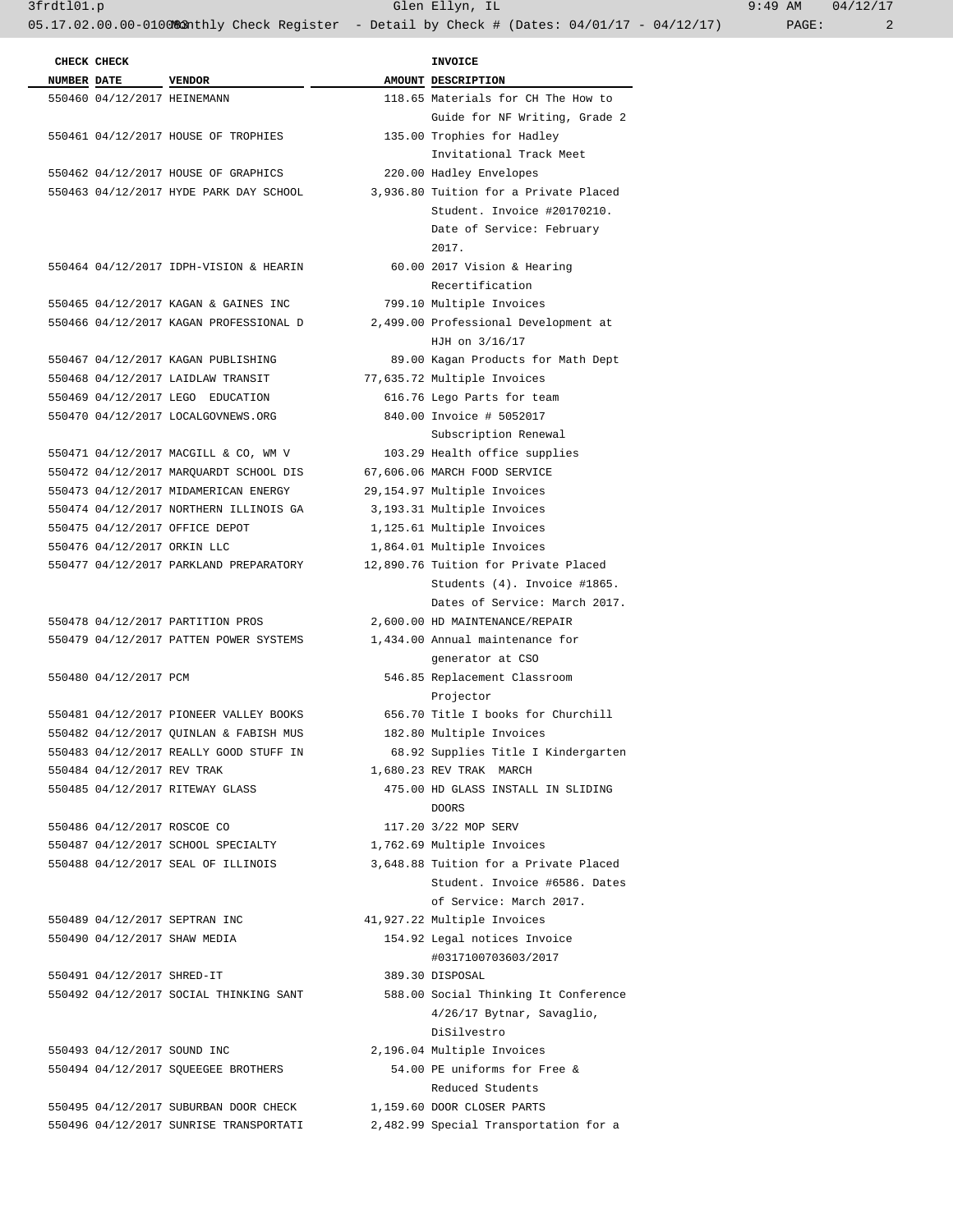| CHECK NUMBER | CHECK DATE | VENDOR | AMOUNT | INVOICE DESCRIPTION |
|---|---|---|---|---|
| 550460 | 04/12/2017 | HEINEMANN | 118.65 | Materials for CH The How to Guide for NF Writing, Grade 2 |
| 550461 | 04/12/2017 | HOUSE OF TROPHIES | 135.00 | Trophies for Hadley Invitational Track Meet |
| 550462 | 04/12/2017 | HOUSE OF GRAPHICS | 220.00 | Hadley Envelopes |
| 550463 | 04/12/2017 | HYDE PARK DAY SCHOOL | 3,936.80 | Tuition for a Private Placed Student. Invoice #20170210. Date of Service: February 2017. |
| 550464 | 04/12/2017 | IDPH-VISION & HEARIN | 60.00 | 2017 Vision & Hearing Recertification |
| 550465 | 04/12/2017 | KAGAN & GAINES INC | 799.10 | Multiple Invoices |
| 550466 | 04/12/2017 | KAGAN PROFESSIONAL D | 2,499.00 | Professional Development at HJH on 3/16/17 |
| 550467 | 04/12/2017 | KAGAN PUBLISHING | 89.00 | Kagan Products for Math Dept |
| 550468 | 04/12/2017 | LAIDLAW TRANSIT | 77,635.72 | Multiple Invoices |
| 550469 | 04/12/2017 | LEGO EDUCATION | 616.76 | Lego Parts for team |
| 550470 | 04/12/2017 | LOCALGOVNEWS.ORG | 840.00 | Invoice # 5052017 Subscription Renewal |
| 550471 | 04/12/2017 | MACGILL & CO, WM V | 103.29 | Health office supplies |
| 550472 | 04/12/2017 | MARQUARDT SCHOOL DIS | 67,606.06 | MARCH FOOD SERVICE |
| 550473 | 04/12/2017 | MIDAMERICAN ENERGY | 29,154.97 | Multiple Invoices |
| 550474 | 04/12/2017 | NORTHERN ILLINOIS GA | 3,193.31 | Multiple Invoices |
| 550475 | 04/12/2017 | OFFICE DEPOT | 1,125.61 | Multiple Invoices |
| 550476 | 04/12/2017 | ORKIN LLC | 1,864.01 | Multiple Invoices |
| 550477 | 04/12/2017 | PARKLAND PREPARATORY | 12,890.76 | Tuition for Private Placed Students (4). Invoice #1865. Dates of Service: March 2017. |
| 550478 | 04/12/2017 | PARTITION PROS | 2,600.00 | HD MAINTENANCE/REPAIR |
| 550479 | 04/12/2017 | PATTEN POWER SYSTEMS | 1,434.00 | Annual maintenance for generator at CSO |
| 550480 | 04/12/2017 | PCM | 546.85 | Replacement Classroom Projector |
| 550481 | 04/12/2017 | PIONEER VALLEY BOOKS | 656.70 | Title I books for Churchill |
| 550482 | 04/12/2017 | QUINLAN & FABISH MUS | 182.80 | Multiple Invoices |
| 550483 | 04/12/2017 | REALLY GOOD STUFF IN | 68.92 | Supplies Title I Kindergarten |
| 550484 | 04/12/2017 | REV TRAK | 1,680.23 | REV TRAK MARCH |
| 550485 | 04/12/2017 | RITEWAY GLASS | 475.00 | HD GLASS INSTALL IN SLIDING DOORS |
| 550486 | 04/12/2017 | ROSCOE CO | 117.20 | 3/22 MOP SERV |
| 550487 | 04/12/2017 | SCHOOL SPECIALTY | 1,762.69 | Multiple Invoices |
| 550488 | 04/12/2017 | SEAL OF ILLINOIS | 3,648.88 | Tuition for a Private Placed Student. Invoice #6586. Dates of Service: March 2017. |
| 550489 | 04/12/2017 | SEPTRAN INC | 41,927.22 | Multiple Invoices |
| 550490 | 04/12/2017 | SHAW MEDIA | 154.92 | Legal notices Invoice #0317100703603/2017 |
| 550491 | 04/12/2017 | SHRED-IT | 389.30 | DISPOSAL |
| 550492 | 04/12/2017 | SOCIAL THINKING SANT | 588.00 | Social Thinking It Conference 4/26/17 Bytnar, Savaglio, DiSilvestro |
| 550493 | 04/12/2017 | SOUND INC | 2,196.04 | Multiple Invoices |
| 550494 | 04/12/2017 | SQUEEGEE BROTHERS | 54.00 | PE uniforms for Free & Reduced Students |
| 550495 | 04/12/2017 | SUBURBAN DOOR CHECK | 1,159.60 | DOOR CLOSER PARTS |
| 550496 | 04/12/2017 | SUNRISE TRANSPORTATI | 2,482.99 | Special Transportation for a |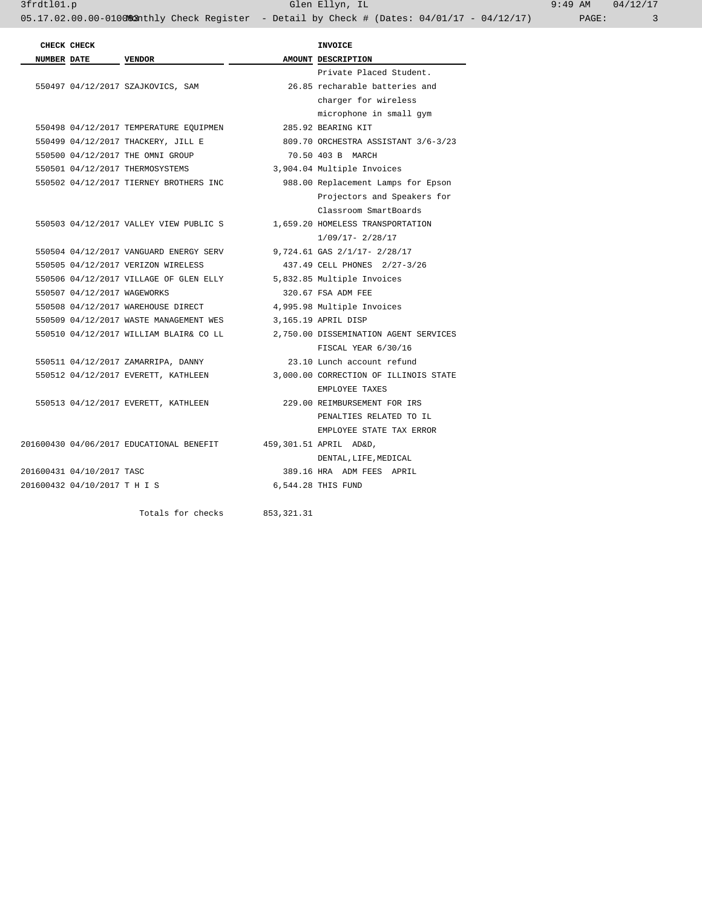| CHECK NUMBER | CHECK DATE | VENDOR | AMOUNT | INVOICE DESCRIPTION |
|---|---|---|---|---|
| | | | | Private Placed Student. |
| 550497 | 04/12/2017 | SZAJKOVICS, SAM | 26.85 | recharable batteries and charger for wireless microphone in small gym |
| 550498 | 04/12/2017 | TEMPERATURE EQUIPMEN | 285.92 | BEARING KIT |
| 550499 | 04/12/2017 | THACKERY, JILL E | 809.70 | ORCHESTRA ASSISTANT 3/6-3/23 |
| 550500 | 04/12/2017 | THE OMNI GROUP | 70.50 | 403 B MARCH |
| 550501 | 04/12/2017 | THERMOSYSTEMS | 3,904.04 | Multiple Invoices |
| 550502 | 04/12/2017 | TIERNEY BROTHERS INC | 988.00 | Replacement Lamps for Epson Projectors and Speakers for Classroom SmartBoards |
| 550503 | 04/12/2017 | VALLEY VIEW PUBLIC S | 1,659.20 | HOMELESS TRANSPORTATION 1/09/17- 2/28/17 |
| 550504 | 04/12/2017 | VANGUARD ENERGY SERV | 9,724.61 | GAS 2/1/17- 2/28/17 |
| 550505 | 04/12/2017 | VERIZON WIRELESS | 437.49 | CELL PHONES 2/27-3/26 |
| 550506 | 04/12/2017 | VILLAGE OF GLEN ELLY | 5,832.85 | Multiple Invoices |
| 550507 | 04/12/2017 | WAGEWORKS | 320.67 | FSA ADM FEE |
| 550508 | 04/12/2017 | WAREHOUSE DIRECT | 4,995.98 | Multiple Invoices |
| 550509 | 04/12/2017 | WASTE MANAGEMENT WES | 3,165.19 | APRIL DISP |
| 550510 | 04/12/2017 | WILLIAM BLAIR& CO LL | 2,750.00 | DISSEMINATION AGENT SERVICES FISCAL YEAR 6/30/16 |
| 550511 | 04/12/2017 | ZAMARRIPA, DANNY | 23.10 | Lunch account refund |
| 550512 | 04/12/2017 | EVERETT, KATHLEEN | 3,000.00 | CORRECTION OF ILLINOIS STATE EMPLOYEE TAXES |
| 550513 | 04/12/2017 | EVERETT, KATHLEEN | 229.00 | REIMBURSEMENT FOR IRS PENALTIES RELATED TO IL EMPLOYEE STATE TAX ERROR |
| 201600430 | 04/06/2017 | EDUCATIONAL BENEFIT | 459,301.51 | APRIL AD&D, DENTAL,LIFE,MEDICAL |
| 201600431 | 04/10/2017 | TASC | 389.16 | HRA ADM FEES APRIL |
| 201600432 | 04/10/2017 | T H I S | 6,544.28 | THIS FUND |
| | | Totals for checks | 853,321.31 | |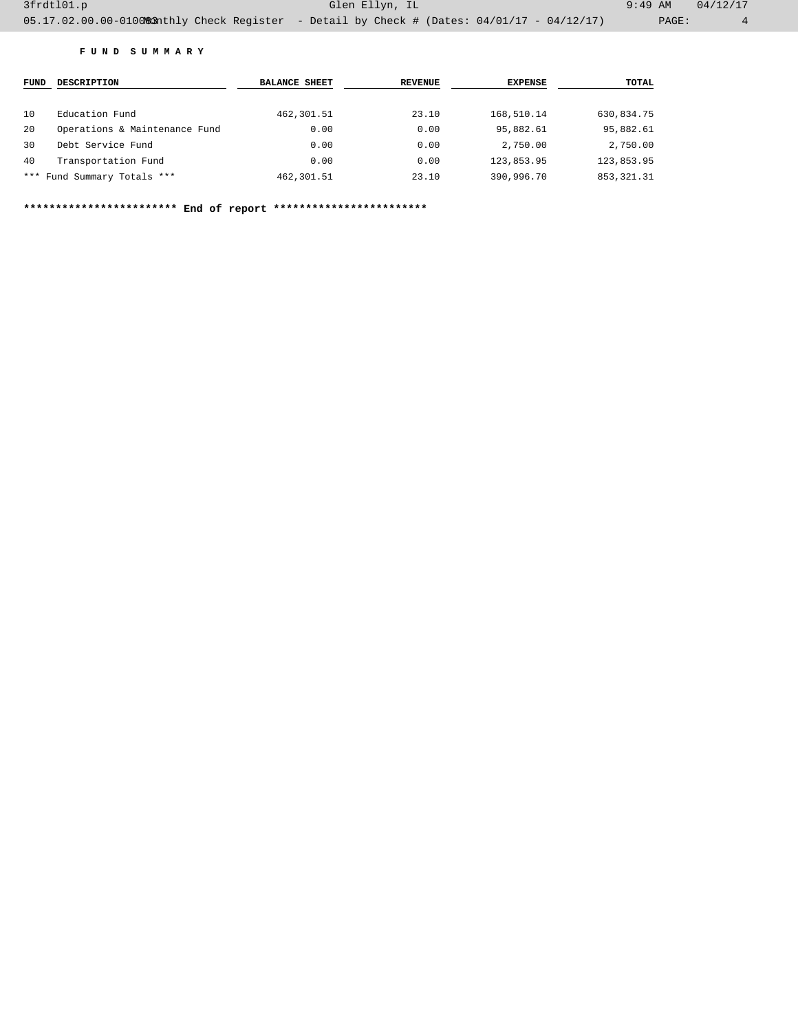**F U N D   S U M M A R Y**

| FUND | DESCRIPTION | BALANCE SHEET | REVENUE | EXPENSE | TOTAL |
|---|---|---|---|---|---|
| 10 | Education Fund | 462,301.51 | 23.10 | 168,510.14 | 630,834.75 |
| 20 | Operations & Maintenance Fund | 0.00 | 0.00 | 95,882.61 | 95,882.61 |
| 30 | Debt Service Fund | 0.00 | 0.00 | 2,750.00 | 2,750.00 |
| 40 | Transportation Fund | 0.00 | 0.00 | 123,853.95 | 123,853.95 |
| *** Fund Summary Totals *** | | 462,301.51 | 23.10 | 390,996.70 | 853,321.31 |

**************************** End of report ****************************